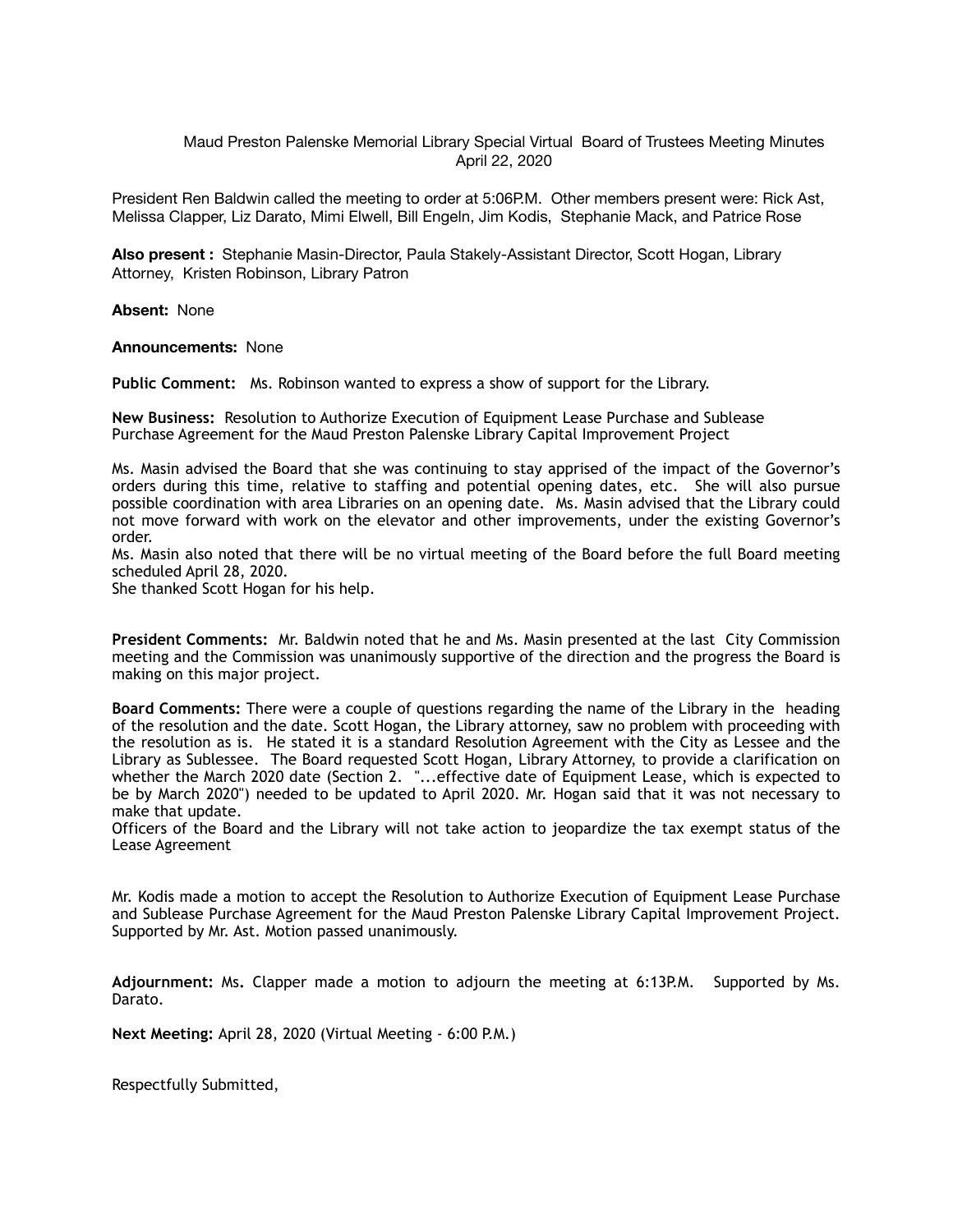# Maud Preston Palenske Memorial Library Special Virtual Board of Trustees Meeting Minutes
April 22, 2020

President Ren Baldwin called the meeting to order at 5:06P.M. Other members present were: Rick Ast, Melissa Clapper, Liz Darato, Mimi Elwell, Bill Engeln, Jim Kodis, Stephanie Mack, and Patrice Rose

**Also present :** Stephanie Masin-Director, Paula Stakely-Assistant Director, Scott Hogan, Library Attorney, Kristen Robinson, Library Patron

**Absent:** None

**Announcements:** None

**Public Comment:** Ms. Robinson wanted to express a show of support for the Library.

**New Business:** Resolution to Authorize Execution of Equipment Lease Purchase and Sublease Purchase Agreement for the Maud Preston Palenske Library Capital Improvement Project

Ms. Masin advised the Board that she was continuing to stay apprised of the impact of the Governor's orders during this time, relative to staffing and potential opening dates, etc. She will also pursue possible coordination with area Libraries on an opening date. Ms. Masin advised that the Library could not move forward with work on the elevator and other improvements, under the existing Governor's order.

Ms. Masin also noted that there will be no virtual meeting of the Board before the full Board meeting scheduled April 28, 2020.

She thanked Scott Hogan for his help.

**President Comments:** Mr. Baldwin noted that he and Ms. Masin presented at the last City Commission meeting and the Commission was unanimously supportive of the direction and the progress the Board is making on this major project.

**Board Comments:** There were a couple of questions regarding the name of the Library in the heading of the resolution and the date. Scott Hogan, the Library attorney, saw no problem with proceeding with the resolution as is. He stated it is a standard Resolution Agreement with the City as Lessee and the Library as Sublessee. The Board requested Scott Hogan, Library Attorney, to provide a clarification on whether the March 2020 date (Section 2. "...effective date of Equipment Lease, which is expected to be by March 2020") needed to be updated to April 2020. Mr. Hogan said that it was not necessary to make that update.

Officers of the Board and the Library will not take action to jeopardize the tax exempt status of the Lease Agreement

Mr. Kodis made a motion to accept the Resolution to Authorize Execution of Equipment Lease Purchase and Sublease Purchase Agreement for the Maud Preston Palenske Library Capital Improvement Project. Supported by Mr. Ast. Motion passed unanimously.

**Adjournment:** Ms. Clapper made a motion to adjourn the meeting at 6:13P.M. Supported by Ms. Darato.

**Next Meeting:** April 28, 2020 (Virtual Meeting - 6:00 P.M.)

Respectfully Submitted,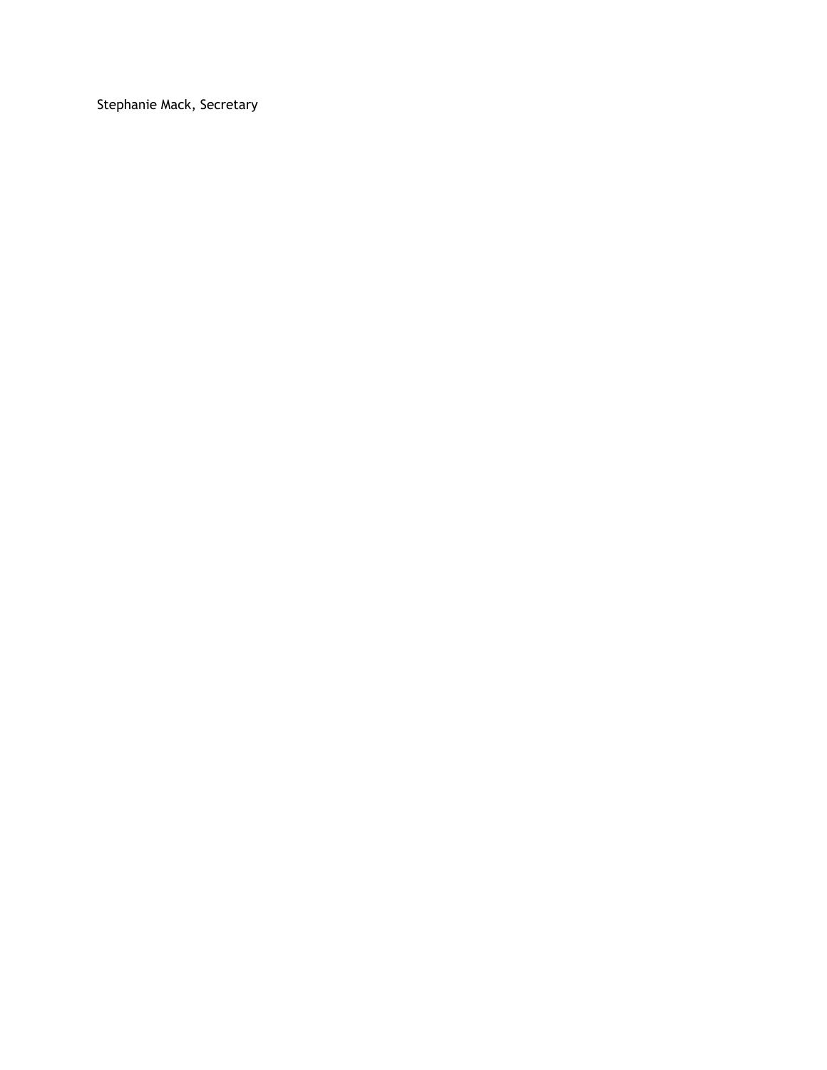Stephanie Mack, Secretary